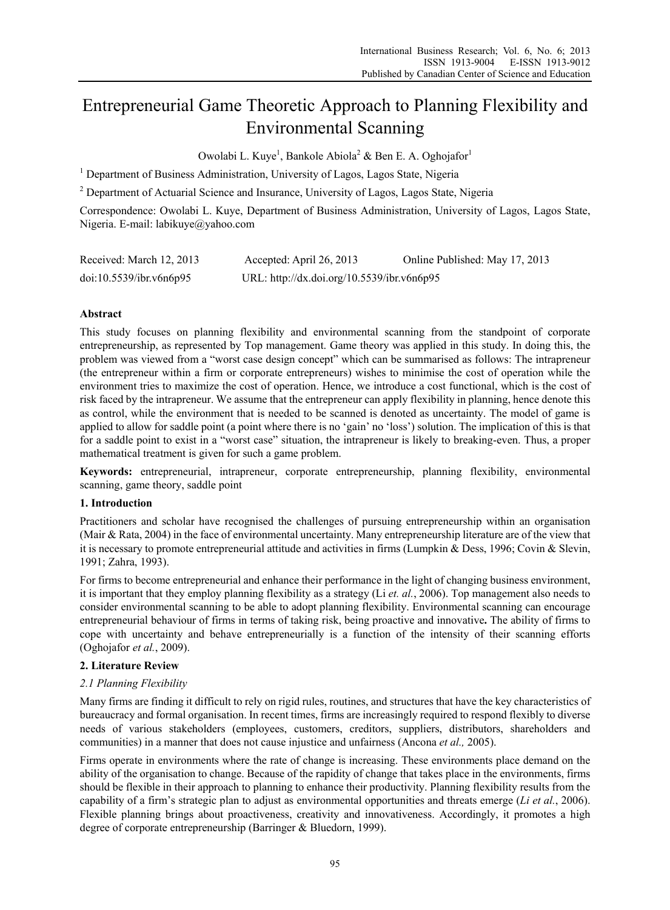# Entrepreneurial Game Theoretic Approach to Planning Flexibility and Environmental Scanning

Owolabi L. Kuye[1], Bankole Abiola[2] & Ben E. A. Oghojafor[1]

[1] Department of Business Administration, University of Lagos, Lagos State, Nigeria

[2] Department of Actuarial Science and Insurance, University of Lagos, Lagos State, Nigeria

Correspondence: Owolabi L. Kuye, Department of Business Administration, University of Lagos, Lagos State, Nigeria. E-mail: labikuye@yahoo.com

| Received: March 12, 2013 | Accepted: April 26, 2013 | Online Published: May 17, 2013 |
|---|---|---|
| doi:10.5539/ibr.v6n6p95 | URL: http://dx.doi.org/10.5539/ibr.v6n6p95 | |

## Abstract

This study focuses on planning flexibility and environmental scanning from the standpoint of corporate entrepreneurship, as represented by Top management. Game theory was applied in this study. In doing this, the problem was viewed from a "worst case design concept" which can be summarised as follows: The intrapreneur (the entrepreneur within a firm or corporate entrepreneurs) wishes to minimise the cost of operation while the environment tries to maximize the cost of operation. Hence, we introduce a cost functional, which is the cost of risk faced by the intrapreneur. We assume that the entrepreneur can apply flexibility in planning, hence denote this as control, while the environment that is needed to be scanned is denoted as uncertainty. The model of game is applied to allow for saddle point (a point where there is no 'gain' no 'loss') solution. The implication of this is that for a saddle point to exist in a "worst case" situation, the intrapreneur is likely to breaking-even. Thus, a proper mathematical treatment is given for such a game problem.

**Keywords:** entrepreneurial, intrapreneur, corporate entrepreneurship, planning flexibility, environmental scanning, game theory, saddle point

## 1. Introduction

Practitioners and scholar have recognised the challenges of pursuing entrepreneurship within an organisation (Mair & Rata, 2004) in the face of environmental uncertainty. Many entrepreneurship literature are of the view that it is necessary to promote entrepreneurial attitude and activities in firms (Lumpkin & Dess, 1996; Covin & Slevin, 1991; Zahra, 1993).

For firms to become entrepreneurial and enhance their performance in the light of changing business environment, it is important that they employ planning flexibility as a strategy (Li *et. al.*, 2006). Top management also needs to consider environmental scanning to be able to adopt planning flexibility. Environmental scanning can encourage entrepreneurial behaviour of firms in terms of taking risk, being proactive and innovative**.** The ability of firms to cope with uncertainty and behave entrepreneurially is a function of the intensity of their scanning efforts (Oghojafor *et al.*, 2009).

## 2. Literature Review

### *2.1 Planning Flexibility*

Many firms are finding it difficult to rely on rigid rules, routines, and structures that have the key characteristics of bureaucracy and formal organisation. In recent times, firms are increasingly required to respond flexibly to diverse needs of various stakeholders (employees, customers, creditors, suppliers, distributors, shareholders and communities) in a manner that does not cause injustice and unfairness (Ancona *et al.,* 2005).

Firms operate in environments where the rate of change is increasing. These environments place demand on the ability of the organisation to change. Because of the rapidity of change that takes place in the environments, firms should be flexible in their approach to planning to enhance their productivity. Planning flexibility results from the capability of a firm's strategic plan to adjust as environmental opportunities and threats emerge (*Li et al.*, 2006). Flexible planning brings about proactiveness, creativity and innovativeness. Accordingly, it promotes a high degree of corporate entrepreneurship (Barringer & Bluedorn, 1999).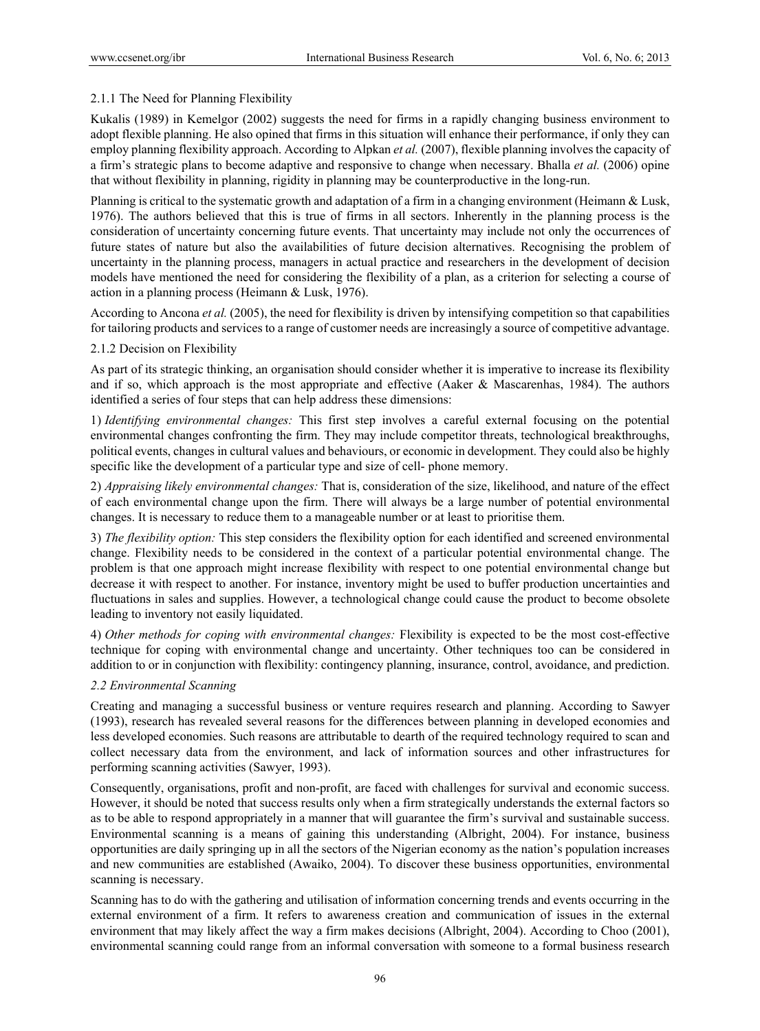#### 2.1.1 The Need for Planning Flexibility

Kukalis (1989) in Kemelgor (2002) suggests the need for firms in a rapidly changing business environment to adopt flexible planning. He also opined that firms in this situation will enhance their performance, if only they can employ planning flexibility approach. According to Alpkan *et al.* (2007), flexible planning involves the capacity of a firm's strategic plans to become adaptive and responsive to change when necessary. Bhalla *et al.* (2006) opine that without flexibility in planning, rigidity in planning may be counterproductive in the long-run.

Planning is critical to the systematic growth and adaptation of a firm in a changing environment (Heimann & Lusk, 1976). The authors believed that this is true of firms in all sectors. Inherently in the planning process is the consideration of uncertainty concerning future events. That uncertainty may include not only the occurrences of future states of nature but also the availabilities of future decision alternatives. Recognising the problem of uncertainty in the planning process, managers in actual practice and researchers in the development of decision models have mentioned the need for considering the flexibility of a plan, as a criterion for selecting a course of action in a planning process (Heimann & Lusk, 1976).

According to Ancona *et al.* (2005), the need for flexibility is driven by intensifying competition so that capabilities for tailoring products and services to a range of customer needs are increasingly a source of competitive advantage.

#### 2.1.2 Decision on Flexibility

As part of its strategic thinking, an organisation should consider whether it is imperative to increase its flexibility and if so, which approach is the most appropriate and effective (Aaker & Mascarenhas, 1984). The authors identified a series of four steps that can help address these dimensions:

1) *Identifying environmental changes:* This first step involves a careful external focusing on the potential environmental changes confronting the firm. They may include competitor threats, technological breakthroughs, political events, changes in cultural values and behaviours, or economic in development. They could also be highly specific like the development of a particular type and size of cell- phone memory.

2) *Appraising likely environmental changes:* That is, consideration of the size, likelihood, and nature of the effect of each environmental change upon the firm. There will always be a large number of potential environmental changes. It is necessary to reduce them to a manageable number or at least to prioritise them.

3) *The flexibility option:* This step considers the flexibility option for each identified and screened environmental change. Flexibility needs to be considered in the context of a particular potential environmental change. The problem is that one approach might increase flexibility with respect to one potential environmental change but decrease it with respect to another. For instance, inventory might be used to buffer production uncertainties and fluctuations in sales and supplies. However, a technological change could cause the product to become obsolete leading to inventory not easily liquidated.

4) *Other methods for coping with environmental changes:* Flexibility is expected to be the most cost-effective technique for coping with environmental change and uncertainty. Other techniques too can be considered in addition to or in conjunction with flexibility: contingency planning, insurance, control, avoidance, and prediction.

### *2.2 Environmental Scanning*

Creating and managing a successful business or venture requires research and planning. According to Sawyer (1993), research has revealed several reasons for the differences between planning in developed economies and less developed economies. Such reasons are attributable to dearth of the required technology required to scan and collect necessary data from the environment, and lack of information sources and other infrastructures for performing scanning activities (Sawyer, 1993).

Consequently, organisations, profit and non-profit, are faced with challenges for survival and economic success. However, it should be noted that success results only when a firm strategically understands the external factors so as to be able to respond appropriately in a manner that will guarantee the firm's survival and sustainable success. Environmental scanning is a means of gaining this understanding (Albright, 2004). For instance, business opportunities are daily springing up in all the sectors of the Nigerian economy as the nation's population increases and new communities are established (Awaiko, 2004). To discover these business opportunities, environmental scanning is necessary.

Scanning has to do with the gathering and utilisation of information concerning trends and events occurring in the external environment of a firm. It refers to awareness creation and communication of issues in the external environment that may likely affect the way a firm makes decisions (Albright, 2004). According to Choo (2001), environmental scanning could range from an informal conversation with someone to a formal business research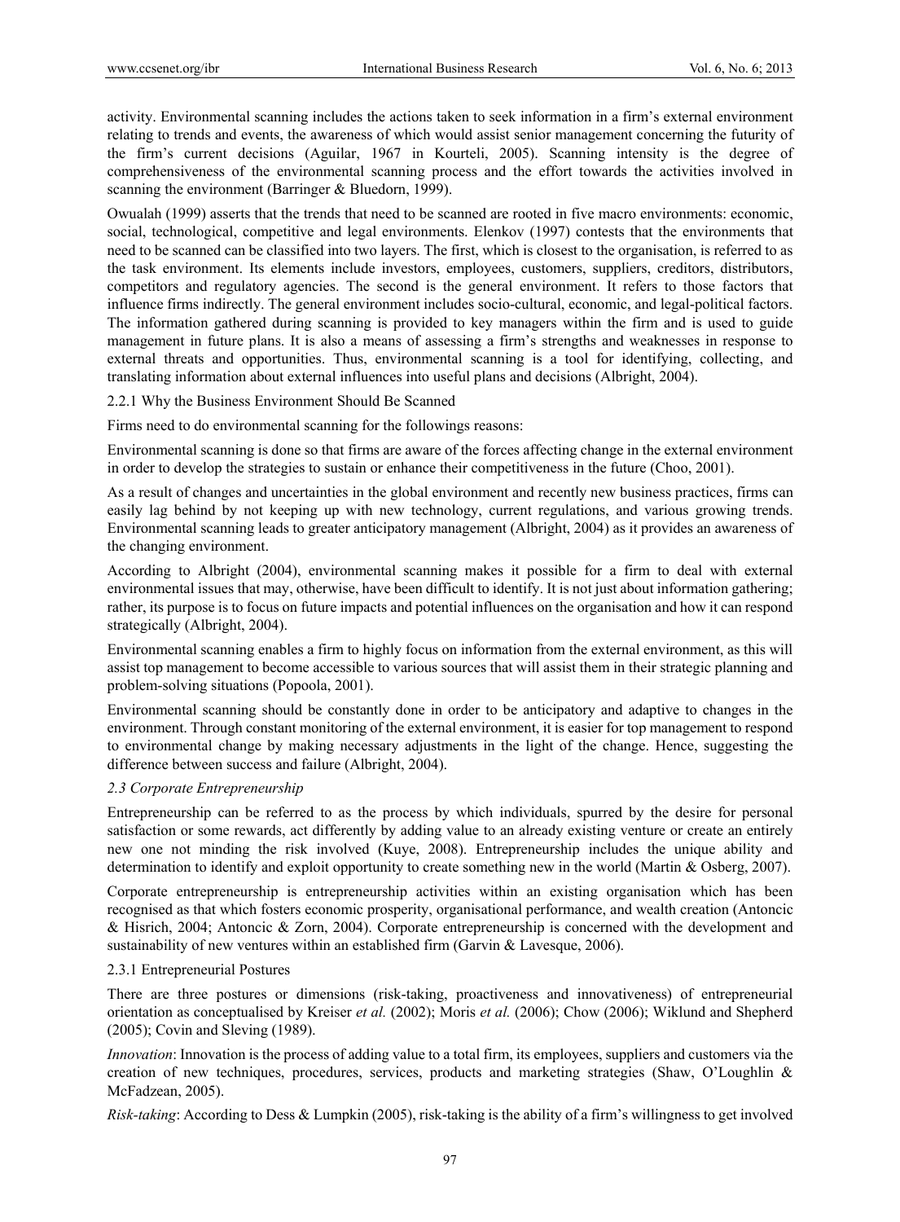activity. Environmental scanning includes the actions taken to seek information in a firm's external environment relating to trends and events, the awareness of which would assist senior management concerning the futurity of the firm's current decisions (Aguilar, 1967 in Kourteli, 2005). Scanning intensity is the degree of comprehensiveness of the environmental scanning process and the effort towards the activities involved in scanning the environment (Barringer & Bluedorn, 1999).

Owualah (1999) asserts that the trends that need to be scanned are rooted in five macro environments: economic, social, technological, competitive and legal environments. Elenkov (1997) contests that the environments that need to be scanned can be classified into two layers. The first, which is closest to the organisation, is referred to as the task environment. Its elements include investors, employees, customers, suppliers, creditors, distributors, competitors and regulatory agencies. The second is the general environment. It refers to those factors that influence firms indirectly. The general environment includes socio-cultural, economic, and legal-political factors. The information gathered during scanning is provided to key managers within the firm and is used to guide management in future plans. It is also a means of assessing a firm's strengths and weaknesses in response to external threats and opportunities. Thus, environmental scanning is a tool for identifying, collecting, and translating information about external influences into useful plans and decisions (Albright, 2004).

#### 2.2.1 Why the Business Environment Should Be Scanned

Firms need to do environmental scanning for the followings reasons:

Environmental scanning is done so that firms are aware of the forces affecting change in the external environment in order to develop the strategies to sustain or enhance their competitiveness in the future (Choo, 2001).

As a result of changes and uncertainties in the global environment and recently new business practices, firms can easily lag behind by not keeping up with new technology, current regulations, and various growing trends. Environmental scanning leads to greater anticipatory management (Albright, 2004) as it provides an awareness of the changing environment.

According to Albright (2004), environmental scanning makes it possible for a firm to deal with external environmental issues that may, otherwise, have been difficult to identify. It is not just about information gathering; rather, its purpose is to focus on future impacts and potential influences on the organisation and how it can respond strategically (Albright, 2004).

Environmental scanning enables a firm to highly focus on information from the external environment, as this will assist top management to become accessible to various sources that will assist them in their strategic planning and problem-solving situations (Popoola, 2001).

Environmental scanning should be constantly done in order to be anticipatory and adaptive to changes in the environment. Through constant monitoring of the external environment, it is easier for top management to respond to environmental change by making necessary adjustments in the light of the change. Hence, suggesting the difference between success and failure (Albright, 2004).

### *2.3 Corporate Entrepreneurship*

Entrepreneurship can be referred to as the process by which individuals, spurred by the desire for personal satisfaction or some rewards, act differently by adding value to an already existing venture or create an entirely new one not minding the risk involved (Kuye, 2008). Entrepreneurship includes the unique ability and determination to identify and exploit opportunity to create something new in the world (Martin & Osberg, 2007).

Corporate entrepreneurship is entrepreneurship activities within an existing organisation which has been recognised as that which fosters economic prosperity, organisational performance, and wealth creation (Antoncic & Hisrich, 2004; Antoncic & Zorn, 2004). Corporate entrepreneurship is concerned with the development and sustainability of new ventures within an established firm (Garvin & Lavesque, 2006).

#### 2.3.1 Entrepreneurial Postures

There are three postures or dimensions (risk-taking, proactiveness and innovativeness) of entrepreneurial orientation as conceptualised by Kreiser *et al.* (2002); Moris *et al.* (2006); Chow (2006); Wiklund and Shepherd (2005); Covin and Sleving (1989).

*Innovation*: Innovation is the process of adding value to a total firm, its employees, suppliers and customers via the creation of new techniques, procedures, services, products and marketing strategies (Shaw, O'Loughlin & McFadzean, 2005).

*Risk-taking*: According to Dess & Lumpkin (2005), risk-taking is the ability of a firm's willingness to get involved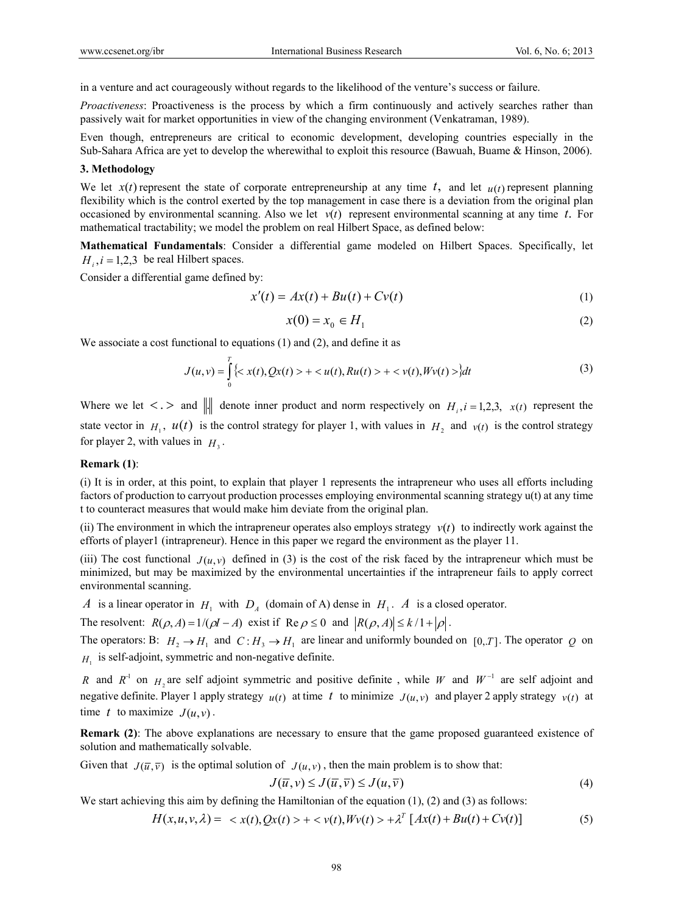in a venture and act courageously without regards to the likelihood of the venture's success or failure.

*Proactiveness*: Proactiveness is the process by which a firm continuously and actively searches rather than passively wait for market opportunities in view of the changing environment (Venkatraman, 1989).

Even though, entrepreneurs are critical to economic development, developing countries especially in the Sub-Sahara Africa are yet to develop the wherewithal to exploit this resource (Bawuah, Buame & Hinson, 2006).

## 3. Methodology

We let $x(t)$ represent the state of corporate entrepreneurship at any time $t$, and let $u(t)$ represent planning flexibility which is the control exerted by the top management in case there is a deviation from the original plan occasioned by environmental scanning. Also we let $v(t)$ represent environmental scanning at any time $t$. For mathematical tractability; we model the problem on real Hilbert Space, as defined below:

**Mathematical Fundamentals**: Consider a differential game modeled on Hilbert Spaces. Specifically, let $H_i, i = 1,2,3$ be real Hilbert spaces.

Consider a differential game defined by:

$$x'(t) = Ax(t) + Bu(t) + Cv(t) \tag{1}$$

$$x(0) = x_0 \in H_1 \tag{2}$$

We associate a cost functional to equations (1) and (2), and define it as

$$J(u,v) = \int_0^T \{< x(t), Qx(t) > + < u(t), Ru(t) > + < v(t), Wv(t) >\} dt \tag{3}$$

Where we let $<.>$ and $\|.\|$ denote inner product and norm respectively on $H_i, i = 1,2,3,$ $x(t)$ represent the state vector in $H_1$, $u(t)$ is the control strategy for player 1, with values in $H_2$ and $v(t)$ is the control strategy for player 2, with values in $H_3$.

**Remark (1)**:

(i) It is in order, at this point, to explain that player 1 represents the intrapreneur who uses all efforts including factors of production to carryout production processes employing environmental scanning strategy u(t) at any time t to counteract measures that would make him deviate from the original plan.

(ii) The environment in which the intrapreneur operates also employs strategy $v(t)$ to indirectly work against the efforts of player1 (intrapreneur). Hence in this paper we regard the environment as the player 11.

(iii) The cost functional $J(u,v)$ defined in (3) is the cost of the risk faced by the intrapreneur which must be minimized, but may be maximized by the environmental uncertainties if the intrapreneur fails to apply correct environmental scanning.

$A$ is a linear operator in $H_1$ with $D_A$ (domain of A) dense in $H_1$. $A$ is a closed operator.

The resolvent: $R(\rho, A) = 1/(\rho I - A)$ exist if $\operatorname{Re} \rho \leq 0$ and $|R(\rho, A)| \leq k/1 + |\rho|$.

The operators: B: $H_2 \to H_1$ and $C: H_3 \to H_1$ are linear and uniformly bounded on $[0,.T]$. The operator $Q$ on $H_1$ is self-adjoint, symmetric and non-negative definite.

$R$ and $R^{-1}$ on $H_2$ are self adjoint symmetric and positive definite , while $W$ and $W^{-1}$ are self adjoint and negative definite. Player 1 apply strategy $u(t)$ at time $t$ to minimize $J(u,v)$ and player 2 apply strategy $v(t)$ at time $t$ to maximize $J(u,v)$.

**Remark (2)**: The above explanations are necessary to ensure that the game proposed guaranteed existence of solution and mathematically solvable.

Given that $J(\bar{u}, \bar{v})$ is the optimal solution of $J(u,v)$, then the main problem is to show that:

$$J(\bar{u}, v) \leq J(\bar{u}, \bar{v}) \leq J(u, \bar{v}) \tag{4}$$

We start achieving this aim by defining the Hamiltonian of the equation (1), (2) and (3) as follows:

$$H(x,u,v,\lambda) = < x(t), Qx(t) > + < v(t), Wv(t) > + \lambda^T [Ax(t) + Bu(t) + Cv(t)] \tag{5}$$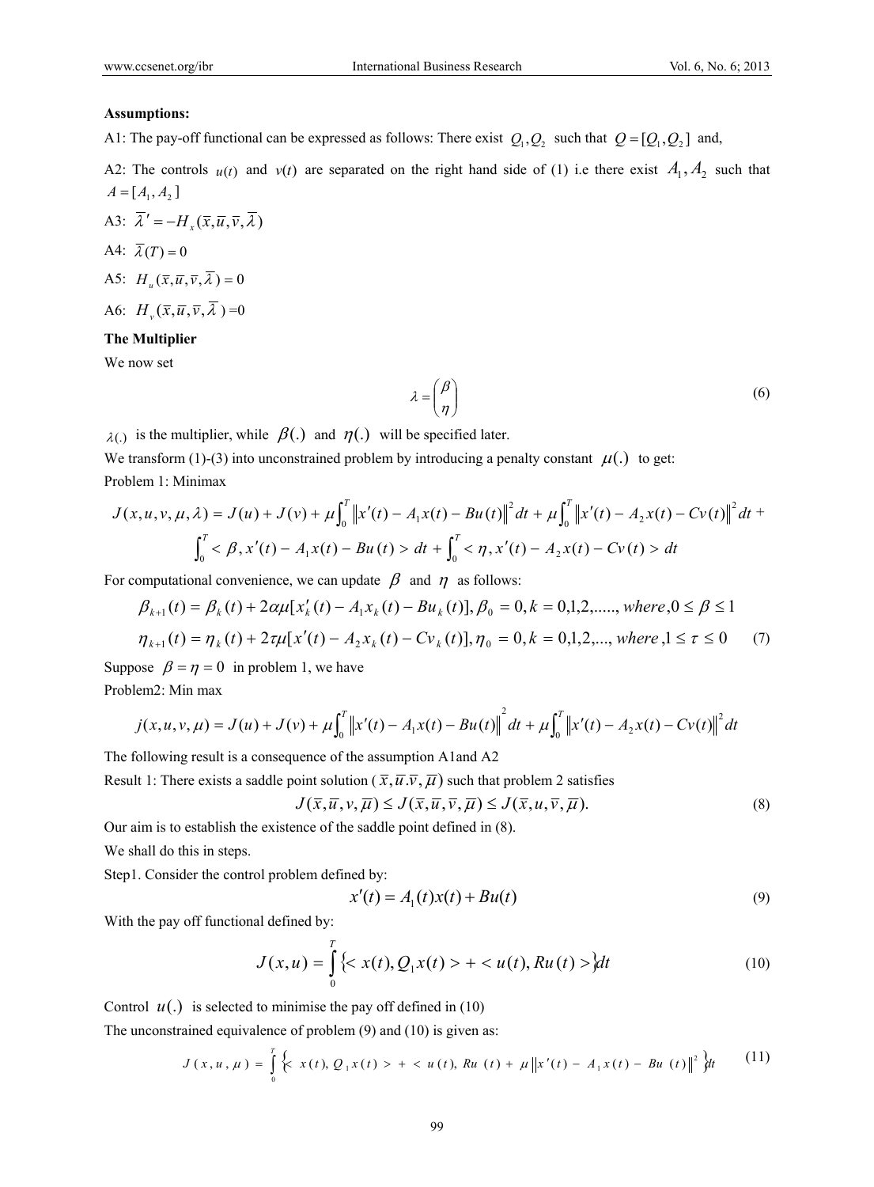**Assumptions:**

A1: The pay-off functional can be expressed as follows: There exist $Q_1, Q_2$ such that $Q = [Q_1, Q_2]$ and,

A2: The controls $u(t)$ and $v(t)$ are separated on the right hand side of (1) i.e there exist $A_1, A_2$ such that $A = [A_1, A_2]$

A3: $\bar{\lambda}' = -H_x(\bar{x}, \bar{u}, \bar{v}, \bar{\lambda})$

A4: $\bar{\lambda}(T) = 0$

A5: $H_u(\bar{x}, \bar{u}, \bar{v}, \bar{\lambda}) = 0$

A6: $H_v(\bar{x}, \bar{u}, \bar{v}, \bar{\lambda}) = 0$

**The Multiplier**

We now set

$$\lambda = \begin{pmatrix} \beta \\ \eta \end{pmatrix} \tag{6}$$

$\lambda(.)$ is the multiplier, while $\beta(.)$ and $\eta(.)$ will be specified later.

We transform (1)-(3) into unconstrained problem by introducing a penalty constant $\mu(.)$ to get:

Problem 1: Minimax

$$J(x,u,v,\mu,\lambda) = J(u) + J(v) + \mu\int_0^T \left\|x'(t) - A_1x(t) - Bu(t)\right\|^2 dt + \mu\int_0^T \left\|x'(t) - A_2x(t) - Cv(t)\right\|^2 dt + \int_0^T < \beta, x'(t) - A_1x(t) - Bu(t) > dt + \int_0^T < \eta, x'(t) - A_2x(t) - Cv(t) > dt$$

For computational convenience, we can update $\beta$ and $\eta$ as follows:

$$\beta_{k+1}(t) = \beta_k(t) + 2\alpha\mu[x_k'(t) - A_1x_k(t) - Bu_k(t)], \beta_0 = 0, k = 0,1,2,....., where, 0 \le \beta \le 1$$

$$\eta_{k+1}(t) = \eta_k(t) + 2\tau\mu[x'(t) - A_2x_k(t) - Cv_k(t)], \eta_0 = 0, k = 0,1,2,..., where, 1 \le \tau \le 0 \tag{7}$$

Suppose $\beta = \eta = 0$ in problem 1, we have

Problem2: Min max

$$j(x,u,v,\mu) = J(u) + J(v) + \mu\int_0^T \left\|x'(t) - A_1x(t) - Bu(t)\right\|^2 dt + \mu\int_0^T \left\|x'(t) - A_2x(t) - Cv(t)\right\|^2 dt$$

The following result is a consequence of the assumption A1and A2

Result 1: There exists a saddle point solution ($\bar{x}, \bar{u}.\bar{v}, \bar{\mu}$) such that problem 2 satisfies

$$J(\bar{x}, \bar{u}, v, \bar{\mu}) \le J(\bar{x}, \bar{u}, \bar{v}, \bar{\mu}) \le J(\bar{x}, u, \bar{v}, \bar{\mu}). \tag{8}$$

Our aim is to establish the existence of the saddle point defined in (8).

We shall do this in steps.

Step1. Consider the control problem defined by:

$$x'(t) = A_1(t)x(t) + Bu(t) \tag{9}$$

With the pay off functional defined by:

$$J(x,u) = \int_0^T \{< x(t), Q_1x(t) > + < u(t), Ru(t) >\}dt \tag{10}$$

Control $u(.)$ is selected to minimise the pay off defined in (10)

The unconstrained equivalence of problem (9) and (10) is given as:

$$J(x,u,\mu) = \int_0^T \{< x(t), Q_1x(t) > + < u(t), Ru(t) + \mu\left\|x'(t) - A_1x(t) - Bu(t)\right\|^2 \}dt \tag{11}$$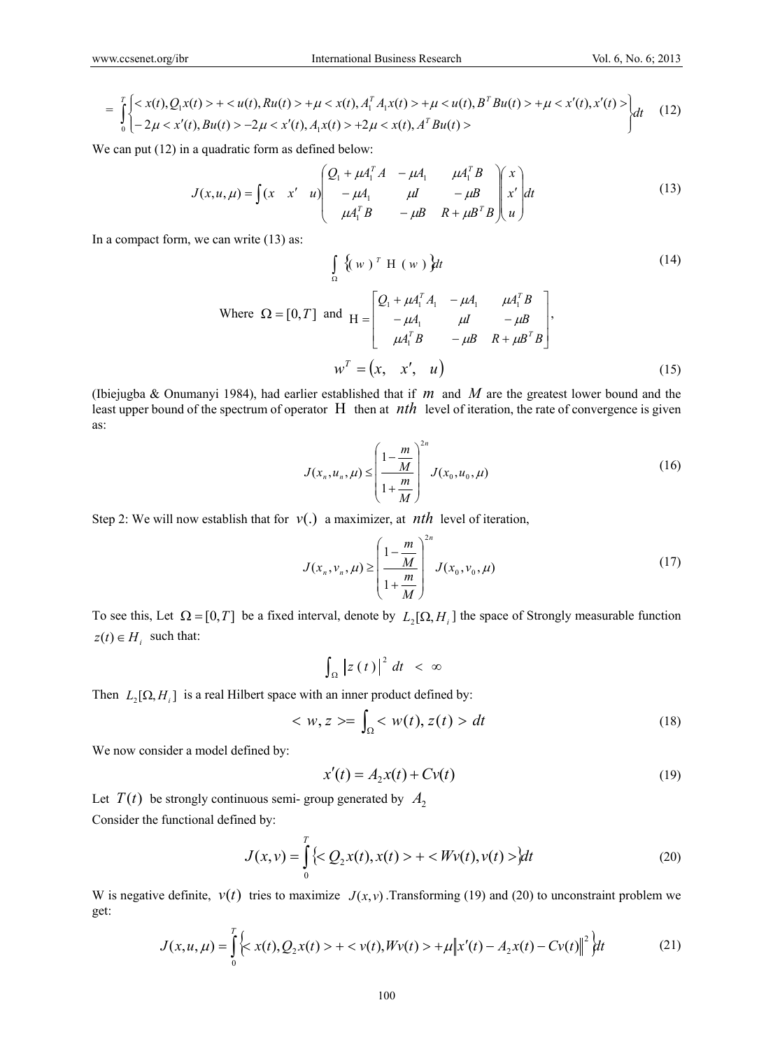$$= \int_0^T \left\{ \begin{array}{l} < x(t), Q_1 x(t) > + < u(t), Ru(t) > + \mu < x(t), A_1^T A_1 x(t) > + \mu < u(t), B^T Bu(t) > + \mu < x'(t), x'(t) > \\ -2\mu < x'(t), Bu(t) > -2\mu < x'(t), A_1 x(t) > +2\mu < x(t), A^T Bu(t) > \end{array} \right\} dt \tag{12}$$

We can put (12) in a quadratic form as defined below:

$$J(x,u,\mu) = \int (x \quad x' \quad u) \begin{pmatrix} Q_1 + \mu A_1^T A & -\mu A_1 & \mu A_1^T B \\ -\mu A_1 & \mu I & -\mu B \\ \mu A_1^T B & -\mu B & R + \mu B^T B \end{pmatrix} \begin{pmatrix} x \\ x' \\ u \end{pmatrix} dt \tag{13}$$

In a compact form, we can write (13) as:

$$\int_\Omega \left\{ (w)^T \,\mathrm{H}\, (w) \right\} dt \tag{14}$$

Where $\Omega = [0,T]$ and $\mathrm{H} = \begin{bmatrix} Q_1 + \mu A_1^T A_1 & -\mu A_1 & \mu A_1^T B \\ -\mu A_1 & \mu I & -\mu B \\ \mu A_1^T B & -\mu B & R + \mu B^T B \end{bmatrix}$,

$$w^T = (x, \quad x', \quad u) \tag{15}$$

(Ibiejugba & Onumanyi 1984), had earlier established that if $m$ and $M$ are the greatest lower bound and the least upper bound of the spectrum of operator $\mathrm{H}$ then at $nth$ level of iteration, the rate of convergence is given as:

$$J(x_n, u_n, \mu) \le \left( \frac{1 - \frac{m}{M}}{1 + \frac{m}{M}} \right)^{2n} J(x_0, u_0, \mu) \tag{16}$$

Step 2: We will now establish that for $v(.)$ a maximizer, at $nth$ level of iteration,

$$J(x_n, v_n, \mu) \ge \left( \frac{1 - \frac{m}{M}}{1 + \frac{m}{M}} \right)^{2n} J(x_0, v_0, \mu) \tag{17}$$

To see this, Let $\Omega = [0,T]$ be a fixed interval, denote by $L_2[\Omega, H_i]$ the space of Strongly measurable function $z(t) \in H_i$ such that:

$$\int_\Omega |z(t)|^2 \, dt < \infty$$

Then $L_2[\Omega, H_i]$ is a real Hilbert space with an inner product defined by:

$$< w, z > = \int_\Omega < w(t), z(t) > dt \tag{18}$$

We now consider a model defined by:

$$x'(t) = A_2 x(t) + Cv(t) \tag{19}$$

Let $T(t)$ be strongly continuous semi- group generated by $A_2$

Consider the functional defined by:

$$J(x,v) = \int_0^T \left\{ < Q_2 x(t), x(t) > + < Wv(t), v(t) > \right\} dt \tag{20}$$

W is negative definite, $v(t)$ tries to maximize $J(x,v)$.Transforming (19) and (20) to unconstraint problem we get:

$$J(x,u,\mu) = \int_0^T \left\{ < x(t), Q_2 x(t) > + < v(t), Wv(t) > + \mu \left\| x'(t) - A_2 x(t) - Cv(t) \right\|^2 \right\} dt \tag{21}$$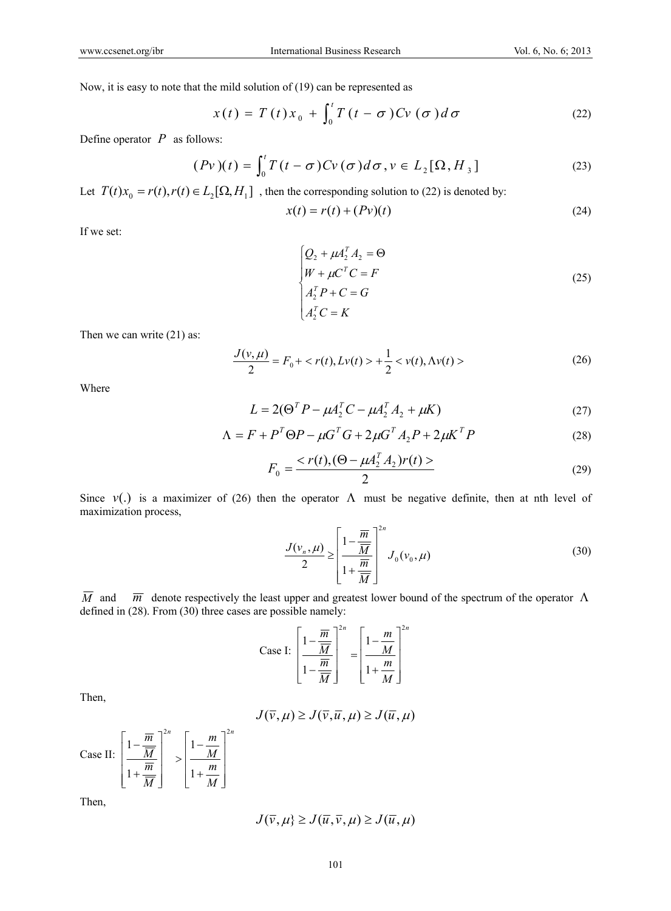Now, it is easy to note that the mild solution of (19) can be represented as

$$x(t) = T(t)x_0 + \int_0^t T(t-\sigma)Cv(\sigma)d\sigma \tag{22}$$

Define operator $P$ as follows:

$$(Pv)(t) = \int_0^t T(t-\sigma)Cv(\sigma)d\sigma, v \in L_2[\Omega, H_3] \tag{23}$$

Let $T(t)x_0 = r(t), r(t) \in L_2[\Omega, H_1]$ , then the corresponding solution to (22) is denoted by:

$$x(t) = r(t) + (Pv)(t) \tag{24}$$

If we set:

$$\begin{cases} Q_2 + \mu A_2^T A_2 = \Theta \\ W + \mu C^T C = F \\ A_2^T P + C = G \\ A_2^T C = K \end{cases} \tag{25}$$

Then we can write (21) as:

$$\frac{J(v,\mu)}{2} = F_0 + < r(t), Lv(t) > + \frac{1}{2} < v(t), \Lambda v(t) > \tag{26}$$

Where

$$L = 2(\Theta^T P - \mu A_2^T C - \mu A_2^T A_2 + \mu K) \tag{27}$$

$$\Lambda = F + P^T \Theta P - \mu G^T G + 2\mu G^T A_2 P + 2\mu K^T P \tag{28}$$

$$F_0 = \frac{< r(t), (\Theta - \mu A_2^T A_2) r(t) >}{2} \tag{29}$$

Since $v(.)$ is a maximizer of (26) then the operator $\Lambda$ must be negative definite, then at nth level of maximization process,

$$\frac{J(v_n,\mu)}{2} \geq \left[ \frac{1 - \frac{\overline{m}}{\overline{M}}}{1 + \frac{\overline{m}}{\overline{M}}} \right]^{2n} J_0(v_0,\mu) \tag{30}$$

$\overline{M}$ and $\overline{m}$ denote respectively the least upper and greatest lower bound of the spectrum of the operator $\Lambda$ defined in (28). From (30) three cases are possible namely:

Case I: $\left[ \frac{1 - \frac{\overline{m}}{\overline{M}}}{1 - \frac{\overline{m}}{\overline{M}}} \right]^{2n} = \left[ \frac{1 - \frac{m}{M}}{1 + \frac{m}{M}} \right]^{2n}$

Then,

$$J(\overline{v},\mu) \geq J(\overline{v},\overline{u},\mu) \geq J(\overline{u},\mu)$$

Case II: $\left[ \frac{1 - \frac{\overline{m}}{\overline{M}}}{1 + \frac{\overline{m}}{\overline{M}}} \right]^{2n} > \left[ \frac{1 - \frac{m}{M}}{1 + \frac{m}{M}} \right]^{2n}$

Then,

$$J(\overline{v},\mu\} \geq J(\overline{u},\overline{v},\mu) \geq J(\overline{u},\mu)$$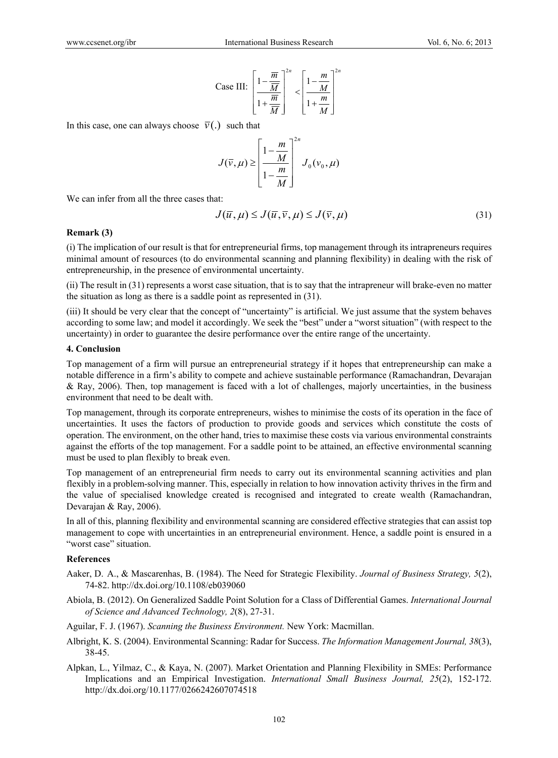Case III: $\left[\frac{1-\frac{\overline{m}}{\overline{M}}}{1+\frac{\overline{m}}{\overline{M}}}\right]^{2n} < \left[\frac{1-\frac{m}{M}}{1+\frac{m}{M}}\right]^{2n}$

In this case, one can always choose $\overline{v}(.)$ such that

$$J(\overline{v},\mu) \geq \left[\frac{1-\frac{m}{M}}{1-\frac{m}{M}}\right]^{2n} J_0(v_0,\mu)$$

We can infer from all the three cases that:

$$J(\overline{u},\mu) \leq J(\overline{u},\overline{v},\mu) \leq J(\overline{v},\mu) \tag{31}$$

**Remark (3)**

(i) The implication of our result is that for entrepreneurial firms, top management through its intrapreneurs requires minimal amount of resources (to do environmental scanning and planning flexibility) in dealing with the risk of entrepreneurship, in the presence of environmental uncertainty.

(ii) The result in (31) represents a worst case situation, that is to say that the intrapreneur will brake-even no matter the situation as long as there is a saddle point as represented in (31).

(iii) It should be very clear that the concept of "uncertainty" is artificial. We just assume that the system behaves according to some law; and model it accordingly. We seek the "best" under a "worst situation" (with respect to the uncertainty) in order to guarantee the desire performance over the entire range of the uncertainty.

## 4. Conclusion

Top management of a firm will pursue an entrepreneurial strategy if it hopes that entrepreneurship can make a notable difference in a firm's ability to compete and achieve sustainable performance (Ramachandran, Devarajan & Ray, 2006). Then, top management is faced with a lot of challenges, majorly uncertainties, in the business environment that need to be dealt with.

Top management, through its corporate entrepreneurs, wishes to minimise the costs of its operation in the face of uncertainties. It uses the factors of production to provide goods and services which constitute the costs of operation. The environment, on the other hand, tries to maximise these costs via various environmental constraints against the efforts of the top management. For a saddle point to be attained, an effective environmental scanning must be used to plan flexibly to break even.

Top management of an entrepreneurial firm needs to carry out its environmental scanning activities and plan flexibly in a problem-solving manner. This, especially in relation to how innovation activity thrives in the firm and the value of specialised knowledge created is recognised and integrated to create wealth (Ramachandran, Devarajan & Ray, 2006).

In all of this, planning flexibility and environmental scanning are considered effective strategies that can assist top management to cope with uncertainties in an entrepreneurial environment. Hence, a saddle point is ensured in a "worst case" situation.

## References

Aaker, D. A., & Mascarenhas, B. (1984). The Need for Strategic Flexibility. *Journal of Business Strategy, 5*(2), 74-82. http://dx.doi.org/10.1108/eb039060

Abiola, B. (2012). On Generalized Saddle Point Solution for a Class of Differential Games. *International Journal of Science and Advanced Technology, 2*(8), 27-31.

Aguilar, F. J. (1967). *Scanning the Business Environment.* New York: Macmillan.

Albright, K. S. (2004). Environmental Scanning: Radar for Success. *The Information Management Journal, 38*(3), 38-45.

Alpkan, L., Yilmaz, C., & Kaya, N. (2007). Market Orientation and Planning Flexibility in SMEs: Performance Implications and an Empirical Investigation. *International Small Business Journal, 25*(2), 152-172. http://dx.doi.org/10.1177/0266242607074518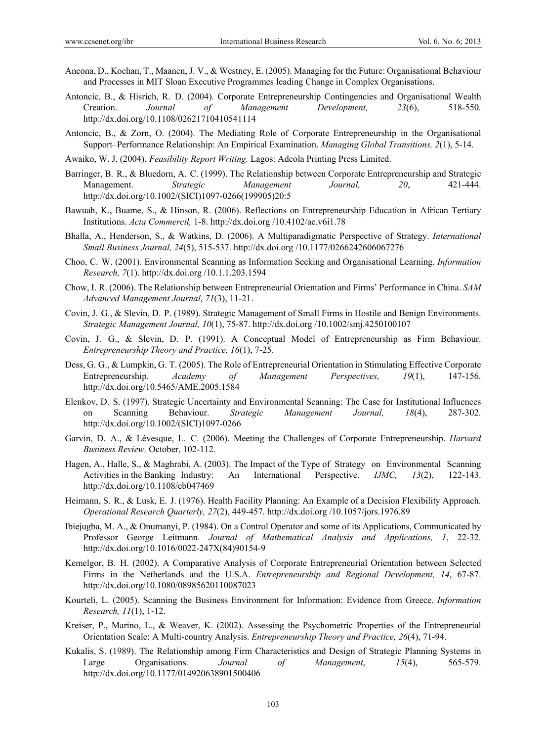Ancona, D., Kochan, T., Maanen, J. V., & Westney, E. (2005). Managing for the Future: Organisational Behaviour and Processes in MIT Sloan Executive Programmes leading Change in Complex Organisations.

Antoncic, B., & Hisrich, R. D. (2004). Corporate Entrepreneurship Contingencies and Organisational Wealth Creation. *Journal of Management Development, 23*(6), 518-550. http://dx.doi.org/10.1108/02621710410541114

Antoncic, B., & Zorn, O. (2004). The Mediating Role of Corporate Entrepreneurship in the Organisational Support–Performance Relationship: An Empirical Examination. *Managing Global Transitions, 2*(1), 5-14.

Awaiko, W. J. (2004). *Feasibility Report Writing.* Lagos: Adeola Printing Press Limited.

Barringer, B. R., & Bluedorn, A. C. (1999). The Relationship between Corporate Entrepreneurship and Strategic Management. *Strategic Management Journal, 20*, 421-444. http://dx.doi.org/10.1002/(SICI)1097-0266(199905)20:5

Bawuah, K., Buame, S., & Hinson, R. (2006). Reflections on Entrepreneurship Education in African Tertiary Institutions. *Acta Commercil,* 1-8. http://dx.doi.org /10.4102/ac.v6i1.78

Bhalla, A., Henderson, S., & Watkins, D. (2006). A Multiparadigmatic Perspective of Strategy. *International Small Business Journal, 24*(5), 515-537. http://dx.doi.org /10.1177/0266242606067276

Choo, C. W. (2001). Environmental Scanning as Information Seeking and Organisational Learning. *Information Research, 7*(1). http://dx.doi.org /10.1.1.203.1594

Chow, I. R. (2006). The Relationship between Entrepreneurial Orientation and Firms' Performance in China. *SAM Advanced Management Journal*, *71*(3), 11-21.

Covin, J. G., & Slevin, D. P. (1989). Strategic Management of Small Firms in Hostile and Benign Environments. *Strategic Management Journal, 10*(1), 75-87. http://dx.doi.org /10.1002/smj.4250100107

Covin, J. G., & Slevin, D. P. (1991). A Conceptual Model of Entrepreneurship as Firm Behaviour. *Entrepreneurship Theory and Practice, 16*(1), 7-25.

Dess, G. G., & Lumpkin, G. T. (2005). The Role of Entrepreneurial Orientation in Stimulating Effective Corporate Entrepreneurship. *Academy of Management Perspectives, 19*(1), 147-156. http://dx.doi.org/10.5465/AME.2005.1584

Elenkov, D. S. (1997). Strategic Uncertainty and Environmental Scanning: The Case for Institutional Influences on Scanning Behaviour. *Strategic Management Journal, 18*(4), 287-302. http://dx.doi.org/10.1002/(SICI)1097-0266

Garvin, D. A., & Lévesque, L. C. (2006). Meeting the Challenges of Corporate Entrepreneurship. *Harvard Business Review,* October, 102-112.

Hagen, A., Halle, S., & Maghrabi, A. (2003). The Impact of the Type of Strategy on Environmental Scanning Activities in the Banking Industry: An International Perspective. *IJMC, 13*(2), 122-143. http://dx.doi.org/10.1108/eb047469

Heimann, S. R., & Lusk, E. J. (1976). Health Facility Planning: An Example of a Decision Flexibility Approach. *Operational Research Quarterly, 27*(2), 449-457. http://dx.doi.org /10.1057/jors.1976.89

Ibiejugba, M. A., & Onumanyi, P. (1984). On a Control Operator and some of its Applications, Communicated by Professor George Leitmann. *Journal of Mathematical Analysis and Applications, 1*, 22-32. http://dx.doi.org/10.1016/0022-247X(84)90154-9

Kemelgor, B. H. (2002). A Comparative Analysis of Corporate Entrepreneurial Orientation between Selected Firms in the Netherlands and the U.S.A. *Entrepreneurship and Regional Development, 14*, 67-87. http://dx.doi.org/10.1080/08985620110087023

Kourteli, L. (2005). Scanning the Business Environment for Information: Evidence from Greece. *Information Research, 11*(1), 1-12.

Kreiser, P., Marino, L., & Weaver, K. (2002). Assessing the Psychometric Properties of the Entrepreneurial Orientation Scale: A Multi-country Analysis. *Entrepreneurship Theory and Practice, 26*(4), 71-94.

Kukalis, S. (1989). The Relationship among Firm Characteristics and Design of Strategic Planning Systems in Large Organisations. *Journal of Management*, *15*(4), 565-579. http://dx.doi.org/10.1177/014920638901500406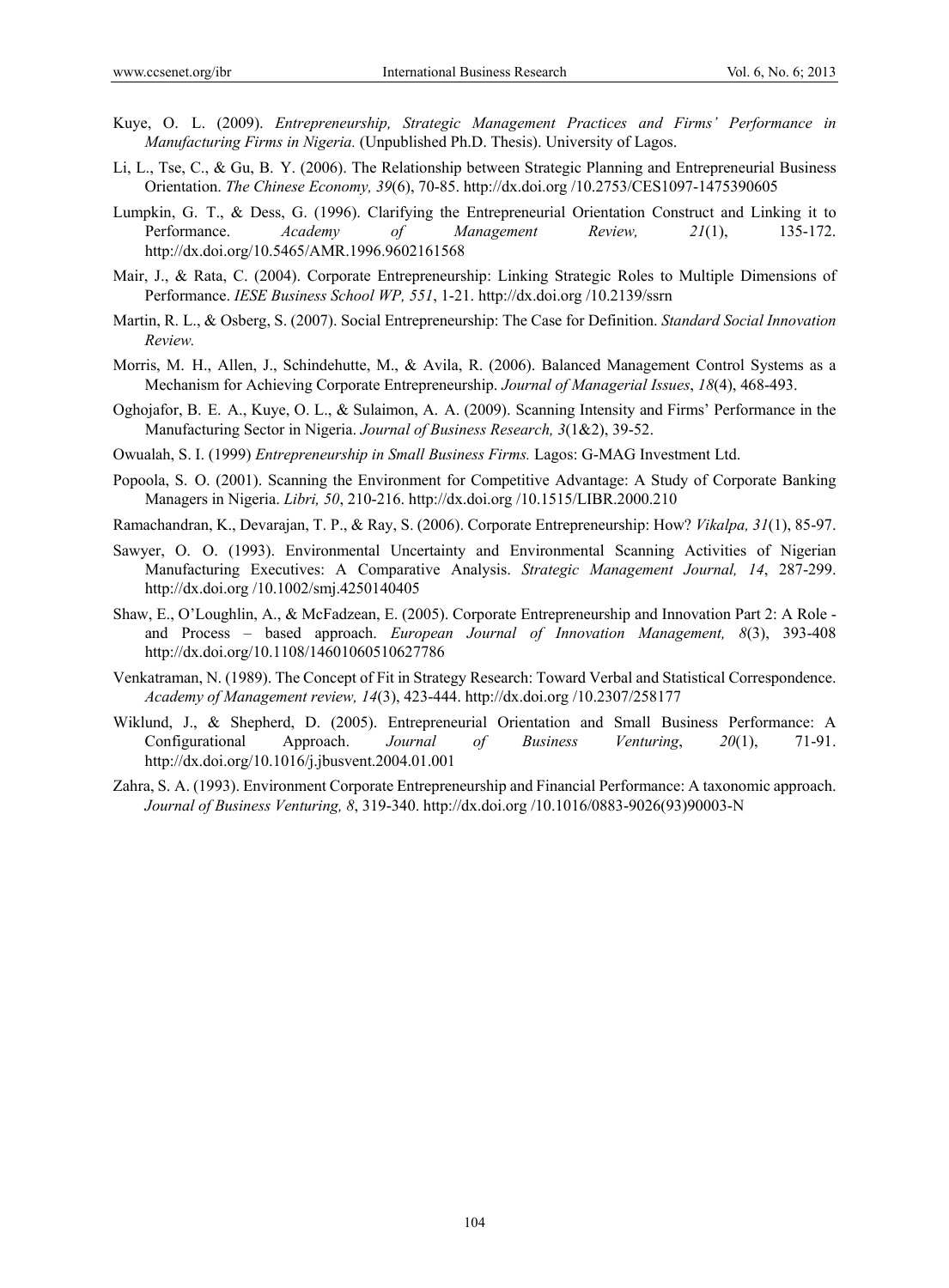Kuye, O. L. (2009). *Entrepreneurship, Strategic Management Practices and Firms' Performance in Manufacturing Firms in Nigeria.* (Unpublished Ph.D. Thesis). University of Lagos.

Li, L., Tse, C., & Gu, B. Y. (2006). The Relationship between Strategic Planning and Entrepreneurial Business Orientation. *The Chinese Economy, 39*(6), 70-85. http://dx.doi.org /10.2753/CES1097-1475390605

Lumpkin, G. T., & Dess, G. (1996). Clarifying the Entrepreneurial Orientation Construct and Linking it to Performance. *Academy of Management Review, 21*(1), 135-172. http://dx.doi.org/10.5465/AMR.1996.9602161568

Mair, J., & Rata, C. (2004). Corporate Entrepreneurship: Linking Strategic Roles to Multiple Dimensions of Performance. *IESE Business School WP, 551*, 1-21. http://dx.doi.org /10.2139/ssrn

Martin, R. L., & Osberg, S. (2007). Social Entrepreneurship: The Case for Definition. *Standard Social Innovation Review.*

Morris, M. H., Allen, J., Schindehutte, M., & Avila, R. (2006). Balanced Management Control Systems as a Mechanism for Achieving Corporate Entrepreneurship. *Journal of Managerial Issues*, *18*(4), 468-493.

Oghojafor, B. E. A., Kuye, O. L., & Sulaimon, A. A. (2009). Scanning Intensity and Firms' Performance in the Manufacturing Sector in Nigeria. *Journal of Business Research, 3*(1&2), 39-52.

Owualah, S. I. (1999) *Entrepreneurship in Small Business Firms.* Lagos: G-MAG Investment Ltd.

Popoola, S. O. (2001). Scanning the Environment for Competitive Advantage: A Study of Corporate Banking Managers in Nigeria. *Libri, 50*, 210-216. http://dx.doi.org /10.1515/LIBR.2000.210

Ramachandran, K., Devarajan, T. P., & Ray, S. (2006). Corporate Entrepreneurship: How? *Vikalpa, 31*(1), 85-97.

Sawyer, O. O. (1993). Environmental Uncertainty and Environmental Scanning Activities of Nigerian Manufacturing Executives: A Comparative Analysis. *Strategic Management Journal, 14*, 287-299. http://dx.doi.org /10.1002/smj.4250140405

Shaw, E., O'Loughlin, A., & McFadzean, E. (2005). Corporate Entrepreneurship and Innovation Part 2: A Role - and Process – based approach. *European Journal of Innovation Management, 8*(3), 393-408 http://dx.doi.org/10.1108/14601060510627786

Venkatraman, N. (1989). The Concept of Fit in Strategy Research: Toward Verbal and Statistical Correspondence. *Academy of Management review, 14*(3), 423-444. http://dx.doi.org /10.2307/258177

Wiklund, J., & Shepherd, D. (2005). Entrepreneurial Orientation and Small Business Performance: A Configurational Approach. *Journal of Business Venturing*, *20*(1), 71-91. http://dx.doi.org/10.1016/j.jbusvent.2004.01.001

Zahra, S. A. (1993). Environment Corporate Entrepreneurship and Financial Performance: A taxonomic approach. *Journal of Business Venturing, 8*, 319-340. http://dx.doi.org /10.1016/0883-9026(93)90003-N